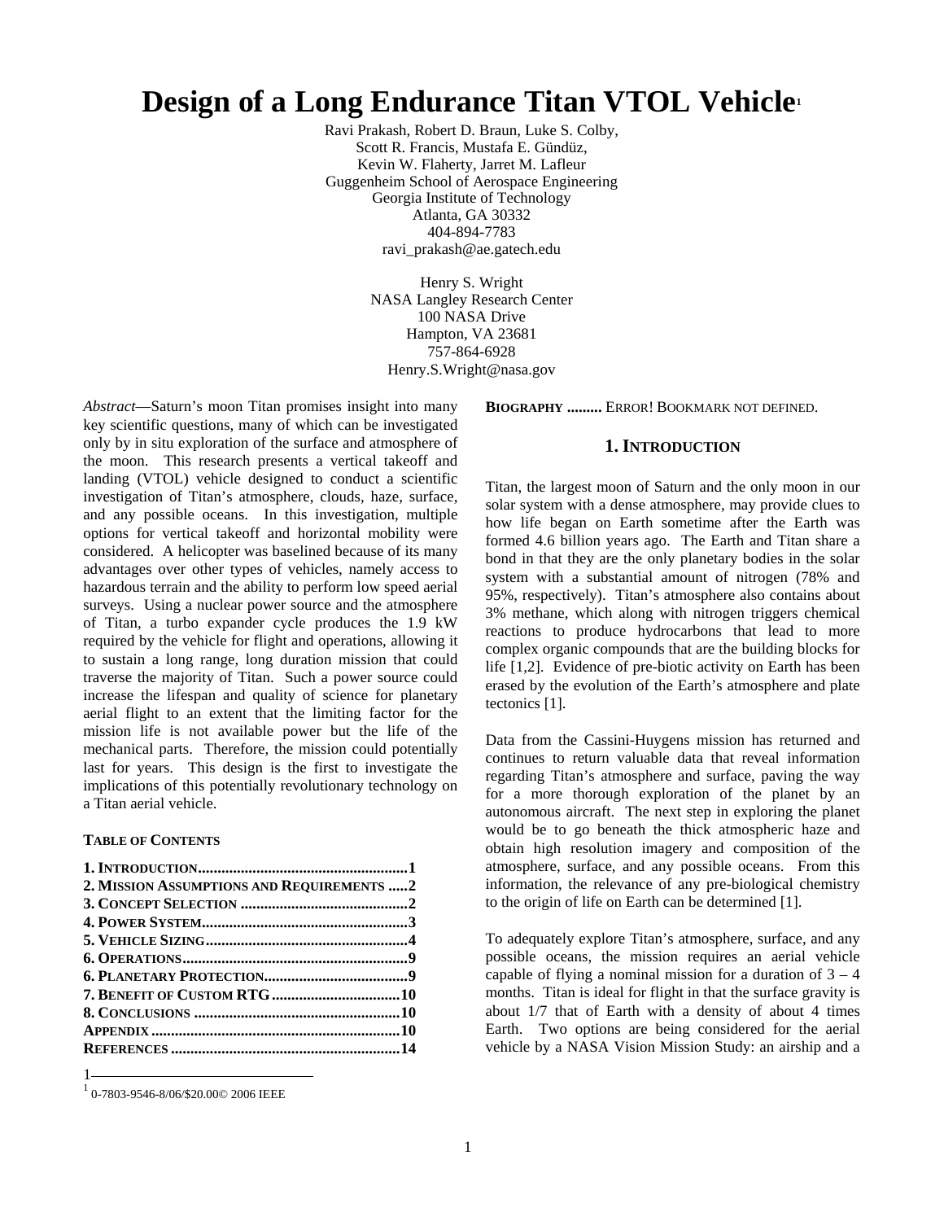# Design of a Long Endurance Titan VTOL Vehicle[1]

Ravi Prakash, Robert D. Braun, Luke S. Colby,
Scott R. Francis, Mustafa E. Gündüz,
Kevin W. Flaherty, Jarret M. Lafleur
Guggenheim School of Aerospace Engineering
Georgia Institute of Technology
Atlanta, GA 30332
404-894-7783
ravi_prakash@ae.gatech.edu

Henry S. Wright
NASA Langley Research Center
100 NASA Drive
Hampton, VA 23681
757-864-6928
Henry.S.Wright@nasa.gov

*Abstract*—Saturn's moon Titan promises insight into many key scientific questions, many of which can be investigated only by in situ exploration of the surface and atmosphere of the moon. This research presents a vertical takeoff and landing (VTOL) vehicle designed to conduct a scientific investigation of Titan's atmosphere, clouds, haze, surface, and any possible oceans. In this investigation, multiple options for vertical takeoff and horizontal mobility were considered. A helicopter was baselined because of its many advantages over other types of vehicles, namely access to hazardous terrain and the ability to perform low speed aerial surveys. Using a nuclear power source and the atmosphere of Titan, a turbo expander cycle produces the 1.9 kW required by the vehicle for flight and operations, allowing it to sustain a long range, long duration mission that could traverse the majority of Titan. Such a power source could increase the lifespan and quality of science for planetary aerial flight to an extent that the limiting factor for the mission life is not available power but the life of the mechanical parts. Therefore, the mission could potentially last for years. This design is the first to investigate the implications of this potentially revolutionary technology on a Titan aerial vehicle.

**TABLE OF CONTENTS**

**1. INTRODUCTION......................................................1**
**2. MISSION ASSUMPTIONS AND REQUIREMENTS .....2**
**3. CONCEPT SELECTION ...........................................2**
**4. POWER SYSTEM.....................................................3**
**5. VEHICLE SIZING....................................................4**
**6. OPERATIONS..........................................................9**
**6. PLANETARY PROTECTION.....................................9**
**7. BENEFIT OF CUSTOM RTG.................................10**
**8. CONCLUSIONS .....................................................10**
**APPENDIX ................................................................10**
**REFERENCES ...........................................................14**
**BIOGRAPHY .........** ERROR! BOOKMARK NOT DEFINED.

## 1. INTRODUCTION

Titan, the largest moon of Saturn and the only moon in our solar system with a dense atmosphere, may provide clues to how life began on Earth sometime after the Earth was formed 4.6 billion years ago. The Earth and Titan share a bond in that they are the only planetary bodies in the solar system with a substantial amount of nitrogen (78% and 95%, respectively). Titan's atmosphere also contains about 3% methane, which along with nitrogen triggers chemical reactions to produce hydrocarbons that lead to more complex organic compounds that are the building blocks for life [1,2]. Evidence of pre-biotic activity on Earth has been erased by the evolution of the Earth's atmosphere and plate tectonics [1].

Data from the Cassini-Huygens mission has returned and continues to return valuable data that reveal information regarding Titan's atmosphere and surface, paving the way for a more thorough exploration of the planet by an autonomous aircraft. The next step in exploring the planet would be to go beneath the thick atmospheric haze and obtain high resolution imagery and composition of the atmosphere, surface, and any possible oceans. From this information, the relevance of any pre-biological chemistry to the origin of life on Earth can be determined [1].

To adequately explore Titan's atmosphere, surface, and any possible oceans, the mission requires an aerial vehicle capable of flying a nominal mission for a duration of 3 – 4 months. Titan is ideal for flight in that the surface gravity is about 1/7 that of Earth with a density of about 4 times Earth. Two options are being considered for the aerial vehicle by a NASA Vision Mission Study: an airship and a

[1] 0-7803-9546-8/06/$20.00© 2006 IEEE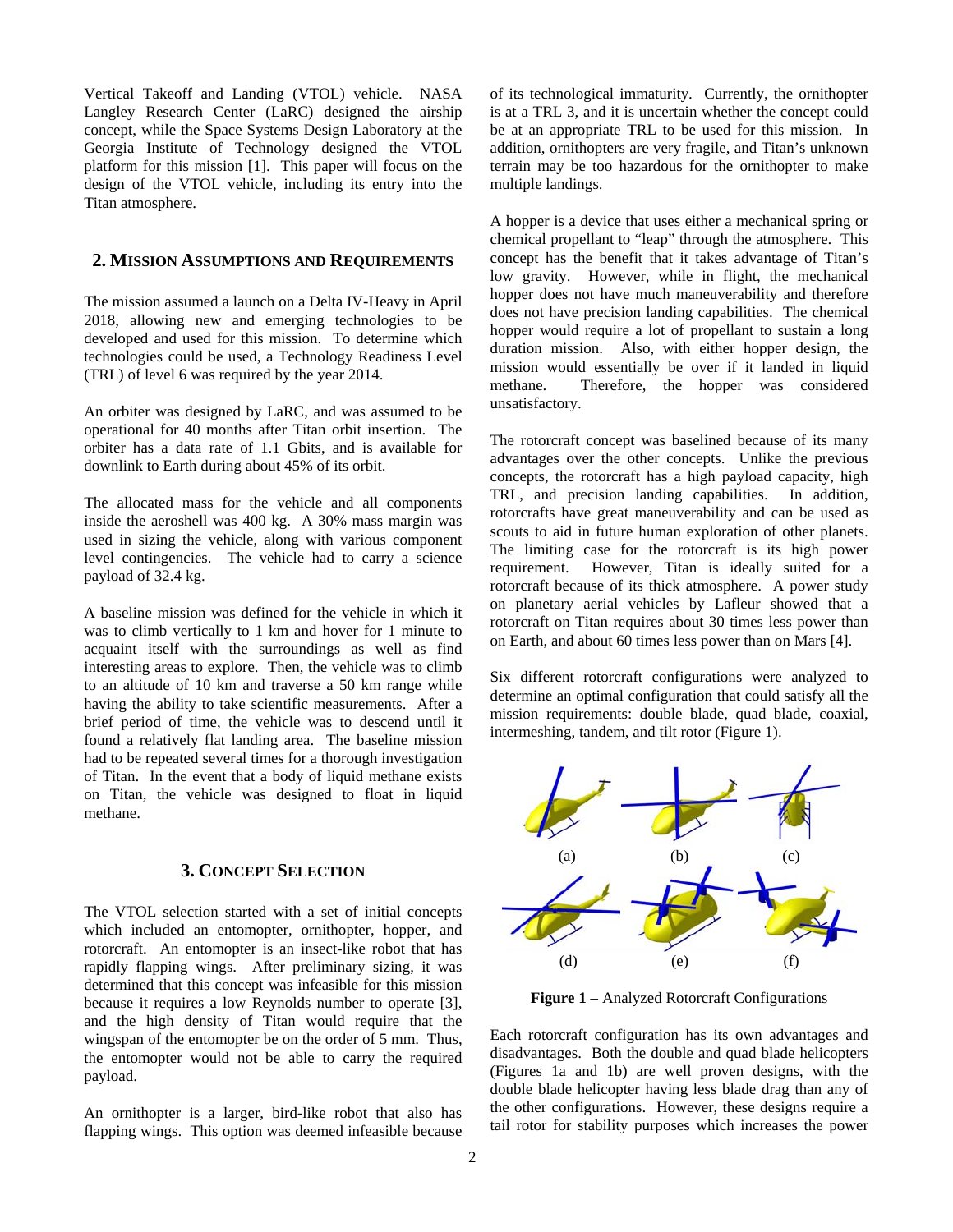Vertical Takeoff and Landing (VTOL) vehicle. NASA Langley Research Center (LaRC) designed the airship concept, while the Space Systems Design Laboratory at the Georgia Institute of Technology designed the VTOL platform for this mission [1]. This paper will focus on the design of the VTOL vehicle, including its entry into the Titan atmosphere.

## 2. Mission Assumptions and Requirements

The mission assumed a launch on a Delta IV-Heavy in April 2018, allowing new and emerging technologies to be developed and used for this mission. To determine which technologies could be used, a Technology Readiness Level (TRL) of level 6 was required by the year 2014.

An orbiter was designed by LaRC, and was assumed to be operational for 40 months after Titan orbit insertion. The orbiter has a data rate of 1.1 Gbits, and is available for downlink to Earth during about 45% of its orbit.

The allocated mass for the vehicle and all components inside the aeroshell was 400 kg. A 30% mass margin was used in sizing the vehicle, along with various component level contingencies. The vehicle had to carry a science payload of 32.4 kg.

A baseline mission was defined for the vehicle in which it was to climb vertically to 1 km and hover for 1 minute to acquaint itself with the surroundings as well as find interesting areas to explore. Then, the vehicle was to climb to an altitude of 10 km and traverse a 50 km range while having the ability to take scientific measurements. After a brief period of time, the vehicle was to descend until it found a relatively flat landing area. The baseline mission had to be repeated several times for a thorough investigation of Titan. In the event that a body of liquid methane exists on Titan, the vehicle was designed to float in liquid methane.

## 3. Concept Selection

The VTOL selection started with a set of initial concepts which included an entomopter, ornithopter, hopper, and rotorcraft. An entomopter is an insect-like robot that has rapidly flapping wings. After preliminary sizing, it was determined that this concept was infeasible for this mission because it requires a low Reynolds number to operate [3], and the high density of Titan would require that the wingspan of the entomopter be on the order of 5 mm. Thus, the entomopter would not be able to carry the required payload.

An ornithopter is a larger, bird-like robot that also has flapping wings. This option was deemed infeasible because of its technological immaturity. Currently, the ornithopter is at a TRL 3, and it is uncertain whether the concept could be at an appropriate TRL to be used for this mission. In addition, ornithopters are very fragile, and Titan's unknown terrain may be too hazardous for the ornithopter to make multiple landings.

A hopper is a device that uses either a mechanical spring or chemical propellant to "leap" through the atmosphere. This concept has the benefit that it takes advantage of Titan's low gravity. However, while in flight, the mechanical hopper does not have much maneuverability and therefore does not have precision landing capabilities. The chemical hopper would require a lot of propellant to sustain a long duration mission. Also, with either hopper design, the mission would essentially be over if it landed in liquid methane. Therefore, the hopper was considered unsatisfactory.

The rotorcraft concept was baselined because of its many advantages over the other concepts. Unlike the previous concepts, the rotorcraft has a high payload capacity, high TRL, and precision landing capabilities. In addition, rotorcrafts have great maneuverability and can be used as scouts to aid in future human exploration of other planets. The limiting case for the rotorcraft is its high power requirement. However, Titan is ideally suited for a rotorcraft because of its thick atmosphere. A power study on planetary aerial vehicles by Lafleur showed that a rotorcraft on Titan requires about 30 times less power than on Earth, and about 60 times less power than on Mars [4].

Six different rotorcraft configurations were analyzed to determine an optimal configuration that could satisfy all the mission requirements: double blade, quad blade, coaxial, intermeshing, tandem, and tilt rotor (Figure 1).

(a) (b) (c) (d) (e) (f)

**Figure 1** – Analyzed Rotorcraft Configurations

Each rotorcraft configuration has its own advantages and disadvantages. Both the double and quad blade helicopters (Figures 1a and 1b) are well proven designs, with the double blade helicopter having less blade drag than any of the other configurations. However, these designs require a tail rotor for stability purposes which increases the power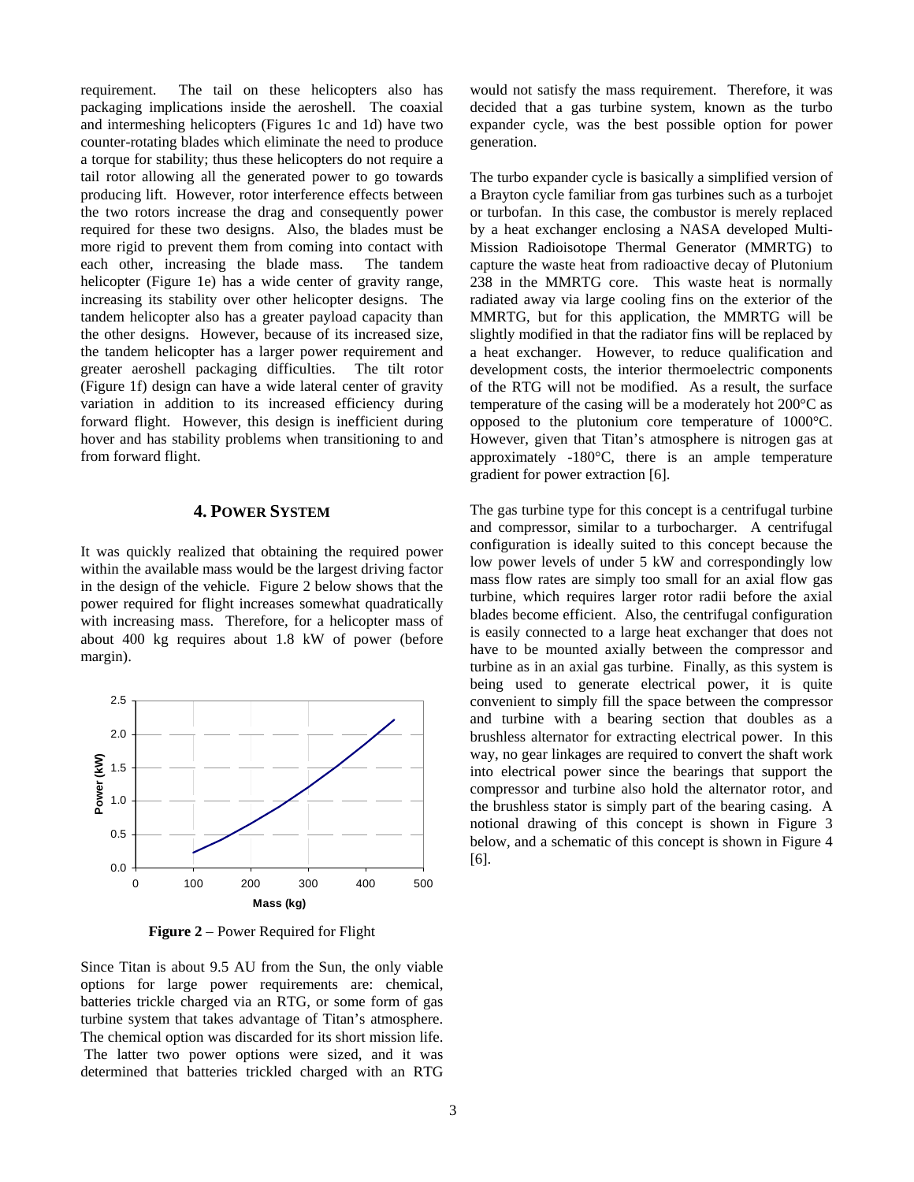requirement. The tail on these helicopters also has packaging implications inside the aeroshell. The coaxial and intermeshing helicopters (Figures 1c and 1d) have two counter-rotating blades which eliminate the need to produce a torque for stability; thus these helicopters do not require a tail rotor allowing all the generated power to go towards producing lift. However, rotor interference effects between the two rotors increase the drag and consequently power required for these two designs. Also, the blades must be more rigid to prevent them from coming into contact with each other, increasing the blade mass. The tandem helicopter (Figure 1e) has a wide center of gravity range, increasing its stability over other helicopter designs. The tandem helicopter also has a greater payload capacity than the other designs. However, because of its increased size, the tandem helicopter has a larger power requirement and greater aeroshell packaging difficulties. The tilt rotor (Figure 1f) design can have a wide lateral center of gravity variation in addition to its increased efficiency during forward flight. However, this design is inefficient during hover and has stability problems when transitioning to and from forward flight.

## 4. POWER SYSTEM

It was quickly realized that obtaining the required power within the available mass would be the largest driving factor in the design of the vehicle. Figure 2 below shows that the power required for flight increases somewhat quadratically with increasing mass. Therefore, for a helicopter mass of about 400 kg requires about 1.8 kW of power (before margin).

**Figure 2** – Power Required for Flight

Since Titan is about 9.5 AU from the Sun, the only viable options for large power requirements are: chemical, batteries trickle charged via an RTG, or some form of gas turbine system that takes advantage of Titan's atmosphere. The chemical option was discarded for its short mission life. The latter two power options were sized, and it was determined that batteries trickled charged with an RTG would not satisfy the mass requirement. Therefore, it was decided that a gas turbine system, known as the turbo expander cycle, was the best possible option for power generation.

The turbo expander cycle is basically a simplified version of a Brayton cycle familiar from gas turbines such as a turbojet or turbofan. In this case, the combustor is merely replaced by a heat exchanger enclosing a NASA developed Multi-Mission Radioisotope Thermal Generator (MMRTG) to capture the waste heat from radioactive decay of Plutonium 238 in the MMRTG core. This waste heat is normally radiated away via large cooling fins on the exterior of the MMRTG, but for this application, the MMRTG will be slightly modified in that the radiator fins will be replaced by a heat exchanger. However, to reduce qualification and development costs, the interior thermoelectric components of the RTG will not be modified. As a result, the surface temperature of the casing will be a moderately hot 200°C as opposed to the plutonium core temperature of 1000°C. However, given that Titan's atmosphere is nitrogen gas at approximately -180°C, there is an ample temperature gradient for power extraction [6].

The gas turbine type for this concept is a centrifugal turbine and compressor, similar to a turbocharger. A centrifugal configuration is ideally suited to this concept because the low power levels of under 5 kW and correspondingly low mass flow rates are simply too small for an axial flow gas turbine, which requires larger rotor radii before the axial blades become efficient. Also, the centrifugal configuration is easily connected to a large heat exchanger that does not have to be mounted axially between the compressor and turbine as in an axial gas turbine. Finally, as this system is being used to generate electrical power, it is quite convenient to simply fill the space between the compressor and turbine with a bearing section that doubles as a brushless alternator for extracting electrical power. In this way, no gear linkages are required to convert the shaft work into electrical power since the bearings that support the compressor and turbine also hold the alternator rotor, and the brushless stator is simply part of the bearing casing. A notional drawing of this concept is shown in Figure 3 below, and a schematic of this concept is shown in Figure 4 [6].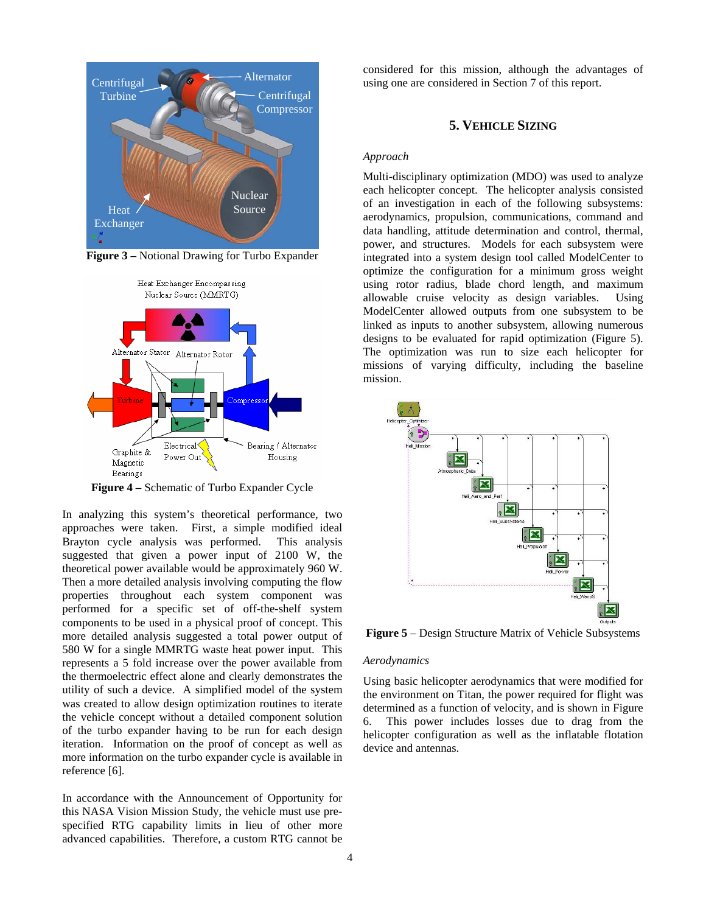**Figure 3 –** Notional Drawing for Turbo Expander

**Figure 4 –** Schematic of Turbo Expander Cycle

In analyzing this system's theoretical performance, two approaches were taken. First, a simple modified ideal Brayton cycle analysis was performed. This analysis suggested that given a power input of 2100 W, the theoretical power available would be approximately 960 W. Then a more detailed analysis involving computing the flow properties throughout each system component was performed for a specific set of off-the-shelf system components to be used in a physical proof of concept. This more detailed analysis suggested a total power output of 580 W for a single MMRTG waste heat power input. This represents a 5 fold increase over the power available from the thermoelectric effect alone and clearly demonstrates the utility of such a device. A simplified model of the system was created to allow design optimization routines to iterate the vehicle concept without a detailed component solution of the turbo expander having to be run for each design iteration. Information on the proof of concept as well as more information on the turbo expander cycle is available in reference [6].

In accordance with the Announcement of Opportunity for this NASA Vision Mission Study, the vehicle must use pre-specified RTG capability limits in lieu of other more advanced capabilities. Therefore, a custom RTG cannot be considered for this mission, although the advantages of using one are considered in Section 7 of this report.

## 5. VEHICLE SIZING

*Approach*

Multi-disciplinary optimization (MDO) was used to analyze each helicopter concept. The helicopter analysis consisted of an investigation in each of the following subsystems: aerodynamics, propulsion, communications, command and data handling, attitude determination and control, thermal, power, and structures. Models for each subsystem were integrated into a system design tool called ModelCenter to optimize the configuration for a minimum gross weight using rotor radius, blade chord length, and maximum allowable cruise velocity as design variables. Using ModelCenter allowed outputs from one subsystem to be linked as inputs to another subsystem, allowing numerous designs to be evaluated for rapid optimization (Figure 5). The optimization was run to size each helicopter for missions of varying difficulty, including the baseline mission.

**Figure 5** – Design Structure Matrix of Vehicle Subsystems

*Aerodynamics*

Using basic helicopter aerodynamics that were modified for the environment on Titan, the power required for flight was determined as a function of velocity, and is shown in Figure 6. This power includes losses due to drag from the helicopter configuration as well as the inflatable flotation device and antennas.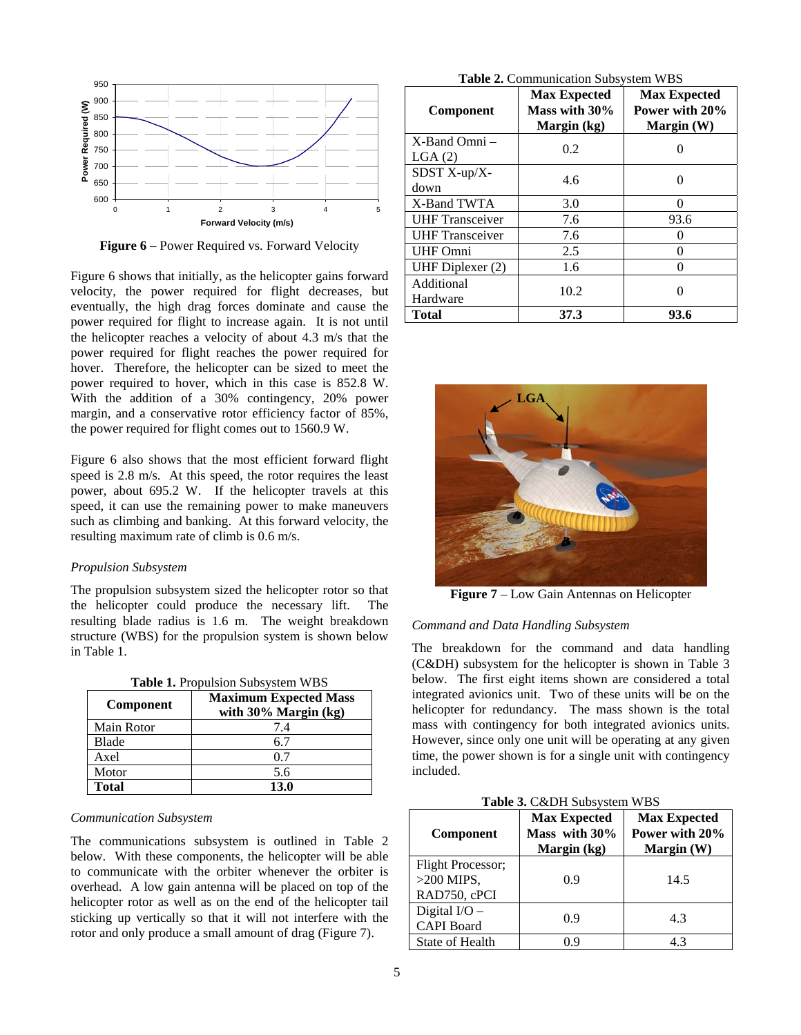Figure 6 – Power Required vs. Forward Velocity

Figure 6 shows that initially, as the helicopter gains forward velocity, the power required for flight decreases, but eventually, the high drag forces dominate and cause the power required for flight to increase again. It is not until the helicopter reaches a velocity of about 4.3 m/s that the power required for flight reaches the power required for hover. Therefore, the helicopter can be sized to meet the power required to hover, which in this case is 852.8 W. With the addition of a 30% contingency, 20% power margin, and a conservative rotor efficiency factor of 85%, the power required for flight comes out to 1560.9 W.

Figure 6 also shows that the most efficient forward flight speed is 2.8 m/s. At this speed, the rotor requires the least power, about 695.2 W. If the helicopter travels at this speed, it can use the remaining power to make maneuvers such as climbing and banking. At this forward velocity, the resulting maximum rate of climb is 0.6 m/s.

*Propulsion Subsystem*

The propulsion subsystem sized the helicopter rotor so that the helicopter could produce the necessary lift. The resulting blade radius is 1.6 m. The weight breakdown structure (WBS) for the propulsion system is shown below in Table 1.

**Table 1.** Propulsion Subsystem WBS

| Component | Maximum Expected Mass with 30% Margin (kg) |
|---|---|
| Main Rotor | 7.4 |
| Blade | 6.7 |
| Axel | 0.7 |
| Motor | 5.6 |
| **Total** | **13.0** |

*Communication Subsystem*

The communications subsystem is outlined in Table 2 below. With these components, the helicopter will be able to communicate with the orbiter whenever the orbiter is overhead. A low gain antenna will be placed on top of the helicopter rotor as well as on the end of the helicopter tail sticking up vertically so that it will not interfere with the rotor and only produce a small amount of drag (Figure 7).

**Table 2.** Communication Subsystem WBS

| Component | Max Expected Mass with 30% Margin (kg) | Max Expected Power with 20% Margin (W) |
|---|---|---|
| X-Band Omni – LGA (2) | 0.2 | 0 |
| SDST X-up/X-down | 4.6 | 0 |
| X-Band TWTA | 3.0 | 0 |
| UHF Transceiver | 7.6 | 93.6 |
| UHF Transceiver | 7.6 | 0 |
| UHF Omni | 2.5 | 0 |
| UHF Diplexer (2) | 1.6 | 0 |
| Additional Hardware | 10.2 | 0 |
| **Total** | **37.3** | **93.6** |

**Figure 7** – Low Gain Antennas on Helicopter

*Command and Data Handling Subsystem*

The breakdown for the command and data handling (C&DH) subsystem for the helicopter is shown in Table 3 below. The first eight items shown are considered a total integrated avionics unit. Two of these units will be on the helicopter for redundancy. The mass shown is the total mass with contingency for both integrated avionics units. However, since only one unit will be operating at any given time, the power shown is for a single unit with contingency included.

**Table 3.** C&DH Subsystem WBS

| Component | Max Expected Mass with 30% Margin (kg) | Max Expected Power with 20% Margin (W) |
|---|---|---|
| Flight Processor; >200 MIPS, RAD750, cPCI | 0.9 | 14.5 |
| Digital I/O – CAPI Board | 0.9 | 4.3 |
| State of Health | 0.9 | 4.3 |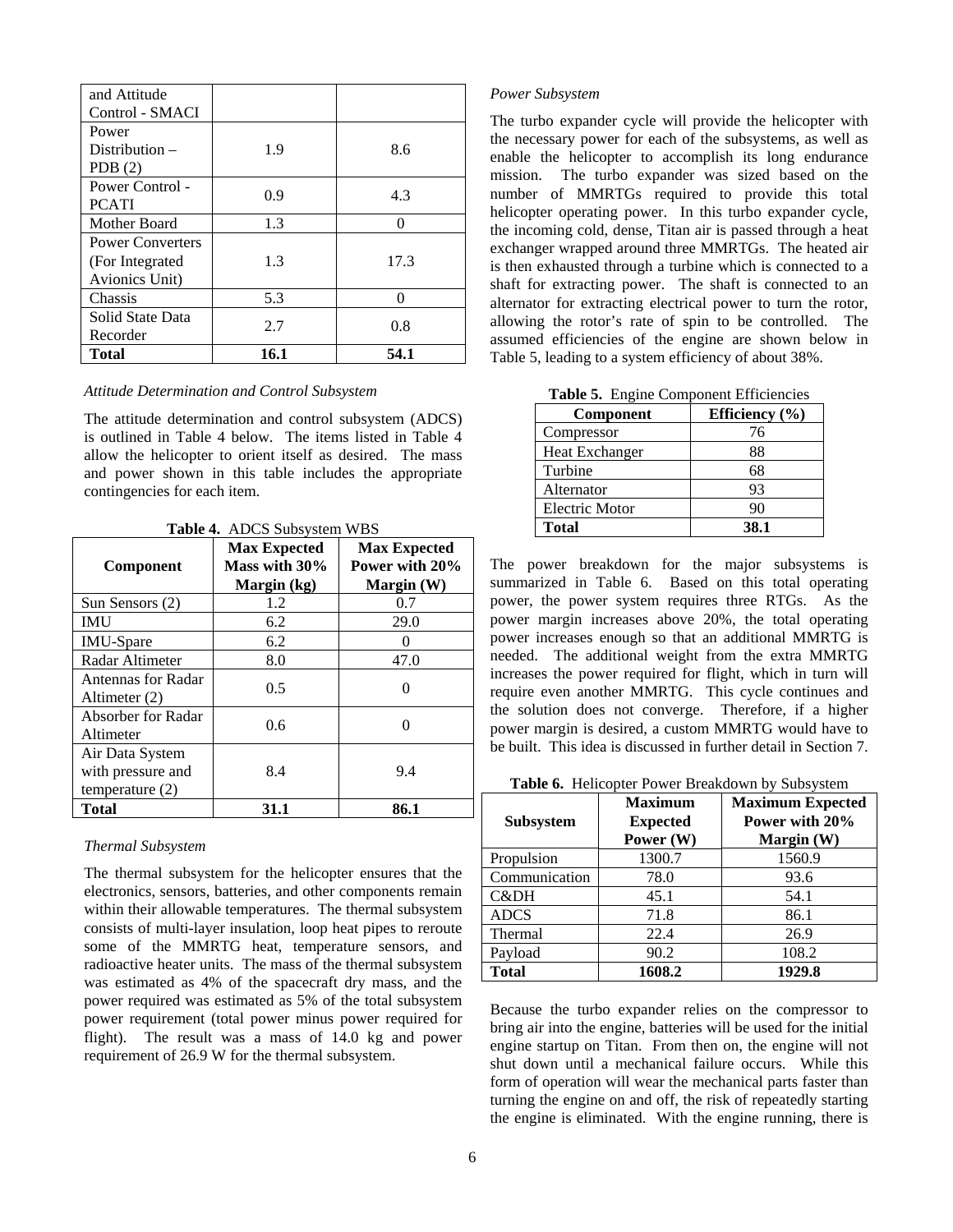| and Attitude Control - SMACI | | |
| --- | --- | --- |
| Power Distribution – PDB (2) | 1.9 | 8.6 |
| Power Control - PCATI | 0.9 | 4.3 |
| Mother Board | 1.3 | 0 |
| Power Converters (For Integrated Avionics Unit) | 1.3 | 17.3 |
| Chassis | 5.3 | 0 |
| Solid State Data Recorder | 2.7 | 0.8 |
| **Total** | **16.1** | **54.1** |

*Attitude Determination and Control Subsystem*

The attitude determination and control subsystem (ADCS) is outlined in Table 4 below. The items listed in Table 4 allow the helicopter to orient itself as desired. The mass and power shown in this table includes the appropriate contingencies for each item.

**Table 4.** ADCS Subsystem WBS

| Component | Max Expected Mass with 30% Margin (kg) | Max Expected Power with 20% Margin (W) |
| --- | --- | --- |
| Sun Sensors (2) | 1.2 | 0.7 |
| IMU | 6.2 | 29.0 |
| IMU-Spare | 6.2 | 0 |
| Radar Altimeter | 8.0 | 47.0 |
| Antennas for Radar Altimeter (2) | 0.5 | 0 |
| Absorber for Radar Altimeter | 0.6 | 0 |
| Air Data System with pressure and temperature (2) | 8.4 | 9.4 |
| **Total** | **31.1** | **86.1** |

*Thermal Subsystem*

The thermal subsystem for the helicopter ensures that the electronics, sensors, batteries, and other components remain within their allowable temperatures. The thermal subsystem consists of multi-layer insulation, loop heat pipes to reroute some of the MMRTG heat, temperature sensors, and radioactive heater units. The mass of the thermal subsystem was estimated as 4% of the spacecraft dry mass, and the power required was estimated as 5% of the total subsystem power requirement (total power minus power required for flight). The result was a mass of 14.0 kg and power requirement of 26.9 W for the thermal subsystem.

*Power Subsystem*

The turbo expander cycle will provide the helicopter with the necessary power for each of the subsystems, as well as enable the helicopter to accomplish its long endurance mission. The turbo expander was sized based on the number of MMRTGs required to provide this total helicopter operating power. In this turbo expander cycle, the incoming cold, dense, Titan air is passed through a heat exchanger wrapped around three MMRTGs. The heated air is then exhausted through a turbine which is connected to a shaft for extracting power. The shaft is connected to an alternator for extracting electrical power to turn the rotor, allowing the rotor's rate of spin to be controlled. The assumed efficiencies of the engine are shown below in Table 5, leading to a system efficiency of about 38%.

**Table 5.** Engine Component Efficiencies

| Component | Efficiency (%) |
| --- | --- |
| Compressor | 76 |
| Heat Exchanger | 88 |
| Turbine | 68 |
| Alternator | 93 |
| Electric Motor | 90 |
| **Total** | **38.1** |

The power breakdown for the major subsystems is summarized in Table 6. Based on this total operating power, the power system requires three RTGs. As the power margin increases above 20%, the total operating power increases enough so that an additional MMRTG is needed. The additional weight from the extra MMRTG increases the power required for flight, which in turn will require even another MMRTG. This cycle continues and the solution does not converge. Therefore, if a higher power margin is desired, a custom MMRTG would have to be built. This idea is discussed in further detail in Section 7.

**Table 6.** Helicopter Power Breakdown by Subsystem

| Subsystem | Maximum Expected Power (W) | Maximum Expected Power with 20% Margin (W) |
| --- | --- | --- |
| Propulsion | 1300.7 | 1560.9 |
| Communication | 78.0 | 93.6 |
| C&DH | 45.1 | 54.1 |
| ADCS | 71.8 | 86.1 |
| Thermal | 22.4 | 26.9 |
| Payload | 90.2 | 108.2 |
| **Total** | **1608.2** | **1929.8** |

Because the turbo expander relies on the compressor to bring air into the engine, batteries will be used for the initial engine startup on Titan. From then on, the engine will not shut down until a mechanical failure occurs. While this form of operation will wear the mechanical parts faster than turning the engine on and off, the risk of repeatedly starting the engine is eliminated. With the engine running, there is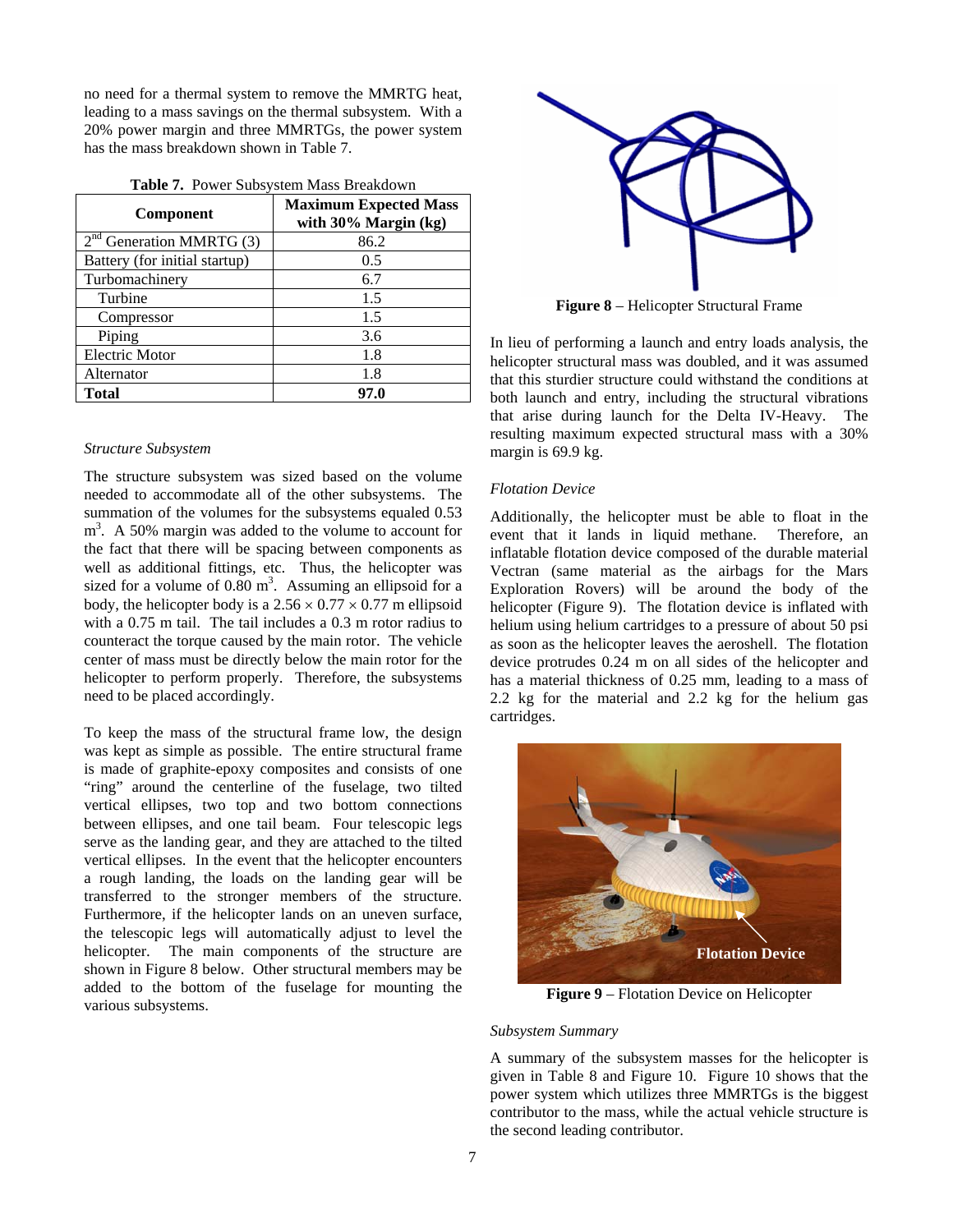no need for a thermal system to remove the MMRTG heat, leading to a mass savings on the thermal subsystem. With a 20% power margin and three MMRTGs, the power system has the mass breakdown shown in Table 7.

**Table 7.** Power Subsystem Mass Breakdown

| Component | Maximum Expected Mass with 30% Margin (kg) |
|---|---|
| 2nd Generation MMRTG (3) | 86.2 |
| Battery (for initial startup) | 0.5 |
| Turbomachinery | 6.7 |
| Turbine | 1.5 |
| Compressor | 1.5 |
| Piping | 3.6 |
| Electric Motor | 1.8 |
| Alternator | 1.8 |
| **Total** | **97.0** |

*Structure Subsystem*

The structure subsystem was sized based on the volume needed to accommodate all of the other subsystems. The summation of the volumes for the subsystems equaled 0.53 m$^3$. A 50% margin was added to the volume to account for the fact that there will be spacing between components as well as additional fittings, etc. Thus, the helicopter was sized for a volume of 0.80 m$^3$. Assuming an ellipsoid for a body, the helicopter body is a $2.56 \times 0.77 \times 0.77$ m ellipsoid with a 0.75 m tail. The tail includes a 0.3 m rotor radius to counteract the torque caused by the main rotor. The vehicle center of mass must be directly below the main rotor for the helicopter to perform properly. Therefore, the subsystems need to be placed accordingly.

To keep the mass of the structural frame low, the design was kept as simple as possible. The entire structural frame is made of graphite-epoxy composites and consists of one "ring" around the centerline of the fuselage, two tilted vertical ellipses, two top and two bottom connections between ellipses, and one tail beam. Four telescopic legs serve as the landing gear, and they are attached to the tilted vertical ellipses. In the event that the helicopter encounters a rough landing, the loads on the landing gear will be transferred to the stronger members of the structure. Furthermore, if the helicopter lands on an uneven surface, the telescopic legs will automatically adjust to level the helicopter. The main components of the structure are shown in Figure 8 below. Other structural members may be added to the bottom of the fuselage for mounting the various subsystems.

**Figure 8** – Helicopter Structural Frame

In lieu of performing a launch and entry loads analysis, the helicopter structural mass was doubled, and it was assumed that this sturdier structure could withstand the conditions at both launch and entry, including the structural vibrations that arise during launch for the Delta IV-Heavy. The resulting maximum expected structural mass with a 30% margin is 69.9 kg.

*Flotation Device*

Additionally, the helicopter must be able to float in the event that it lands in liquid methane. Therefore, an inflatable flotation device composed of the durable material Vectran (same material as the airbags for the Mars Exploration Rovers) will be around the body of the helicopter (Figure 9). The flotation device is inflated with helium using helium cartridges to a pressure of about 50 psi as soon as the helicopter leaves the aeroshell. The flotation device protrudes 0.24 m on all sides of the helicopter and has a material thickness of 0.25 mm, leading to a mass of 2.2 kg for the material and 2.2 kg for the helium gas cartridges.

**Figure 9** – Flotation Device on Helicopter

*Subsystem Summary*

A summary of the subsystem masses for the helicopter is given in Table 8 and Figure 10. Figure 10 shows that the power system which utilizes three MMRTGs is the biggest contributor to the mass, while the actual vehicle structure is the second leading contributor.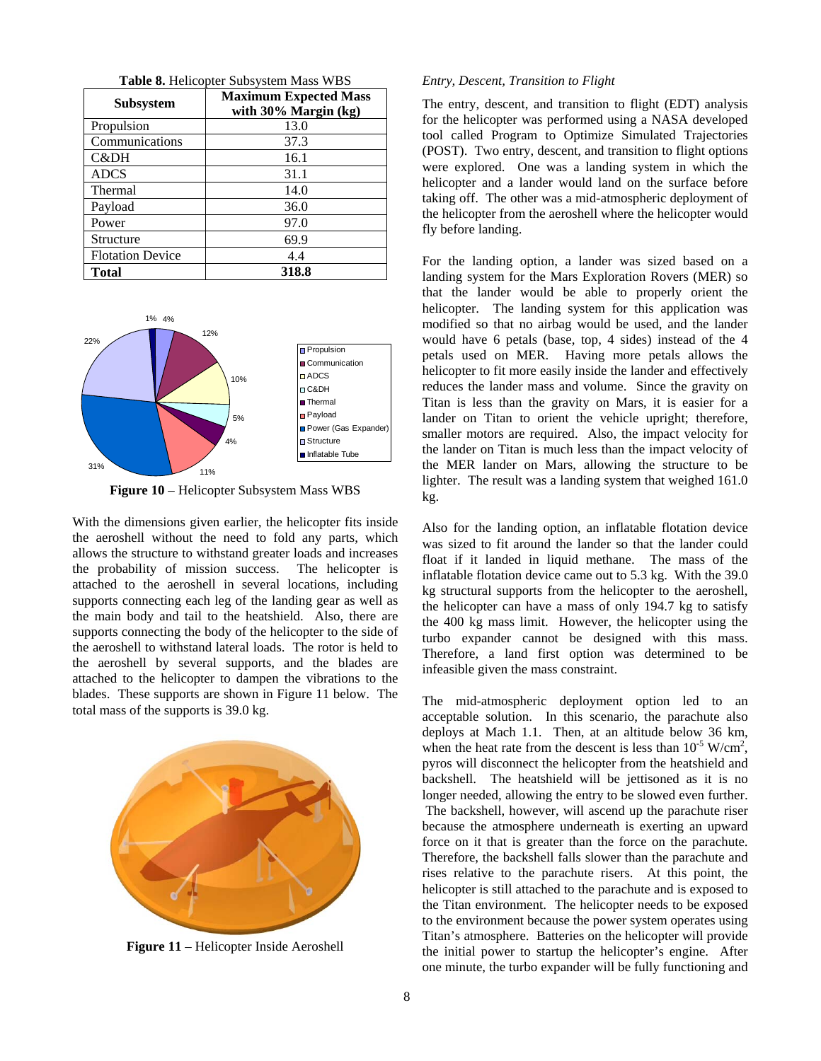**Table 8.** Helicopter Subsystem Mass WBS

| Subsystem | Maximum Expected Mass with 30% Margin (kg) |
|---|---|
| Propulsion | 13.0 |
| Communications | 37.3 |
| C&DH | 16.1 |
| ADCS | 31.1 |
| Thermal | 14.0 |
| Payload | 36.0 |
| Power | 97.0 |
| Structure | 69.9 |
| Flotation Device | 4.4 |
| **Total** | **318.8** |

**Figure 10** – Helicopter Subsystem Mass WBS

With the dimensions given earlier, the helicopter fits inside the aeroshell without the need to fold any parts, which allows the structure to withstand greater loads and increases the probability of mission success. The helicopter is attached to the aeroshell in several locations, including supports connecting each leg of the landing gear as well as the main body and tail to the heatshield. Also, there are supports connecting the body of the helicopter to the side of the aeroshell to withstand lateral loads. The rotor is held to the aeroshell by several supports, and the blades are attached to the helicopter to dampen the vibrations to the blades. These supports are shown in Figure 11 below. The total mass of the supports is 39.0 kg.

**Figure 11** – Helicopter Inside Aeroshell

*Entry, Descent, Transition to Flight*

The entry, descent, and transition to flight (EDT) analysis for the helicopter was performed using a NASA developed tool called Program to Optimize Simulated Trajectories (POST). Two entry, descent, and transition to flight options were explored. One was a landing system in which the helicopter and a lander would land on the surface before taking off. The other was a mid-atmospheric deployment of the helicopter from the aeroshell where the helicopter would fly before landing.

For the landing option, a lander was sized based on a landing system for the Mars Exploration Rovers (MER) so that the lander would be able to properly orient the helicopter. The landing system for this application was modified so that no airbag would be used, and the lander would have 6 petals (base, top, 4 sides) instead of the 4 petals used on MER. Having more petals allows the helicopter to fit more easily inside the lander and effectively reduces the lander mass and volume. Since the gravity on Titan is less than the gravity on Mars, it is easier for a lander on Titan to orient the vehicle upright; therefore, smaller motors are required. Also, the impact velocity for the lander on Titan is much less than the impact velocity of the MER lander on Mars, allowing the structure to be lighter. The result was a landing system that weighed 161.0 kg.

Also for the landing option, an inflatable flotation device was sized to fit around the lander so that the lander could float if it landed in liquid methane. The mass of the inflatable flotation device came out to 5.3 kg. With the 39.0 kg structural supports from the helicopter to the aeroshell, the helicopter can have a mass of only 194.7 kg to satisfy the 400 kg mass limit. However, the helicopter using the turbo expander cannot be designed with this mass. Therefore, a land first option was determined to be infeasible given the mass constraint.

The mid-atmospheric deployment option led to an acceptable solution. In this scenario, the parachute also deploys at Mach 1.1. Then, at an altitude below 36 km, when the heat rate from the descent is less than $10^{-5}$ W/cm$^2$, pyros will disconnect the helicopter from the heatshield and backshell. The heatshield will be jettisoned as it is no longer needed, allowing the entry to be slowed even further. The backshell, however, will ascend up the parachute riser because the atmosphere underneath is exerting an upward force on it that is greater than the force on the parachute. Therefore, the backshell falls slower than the parachute and rises relative to the parachute risers. At this point, the helicopter is still attached to the parachute and is exposed to the Titan environment. The helicopter needs to be exposed to the environment because the power system operates using Titan's atmosphere. Batteries on the helicopter will provide the initial power to startup the helicopter's engine. After one minute, the turbo expander will be fully functioning and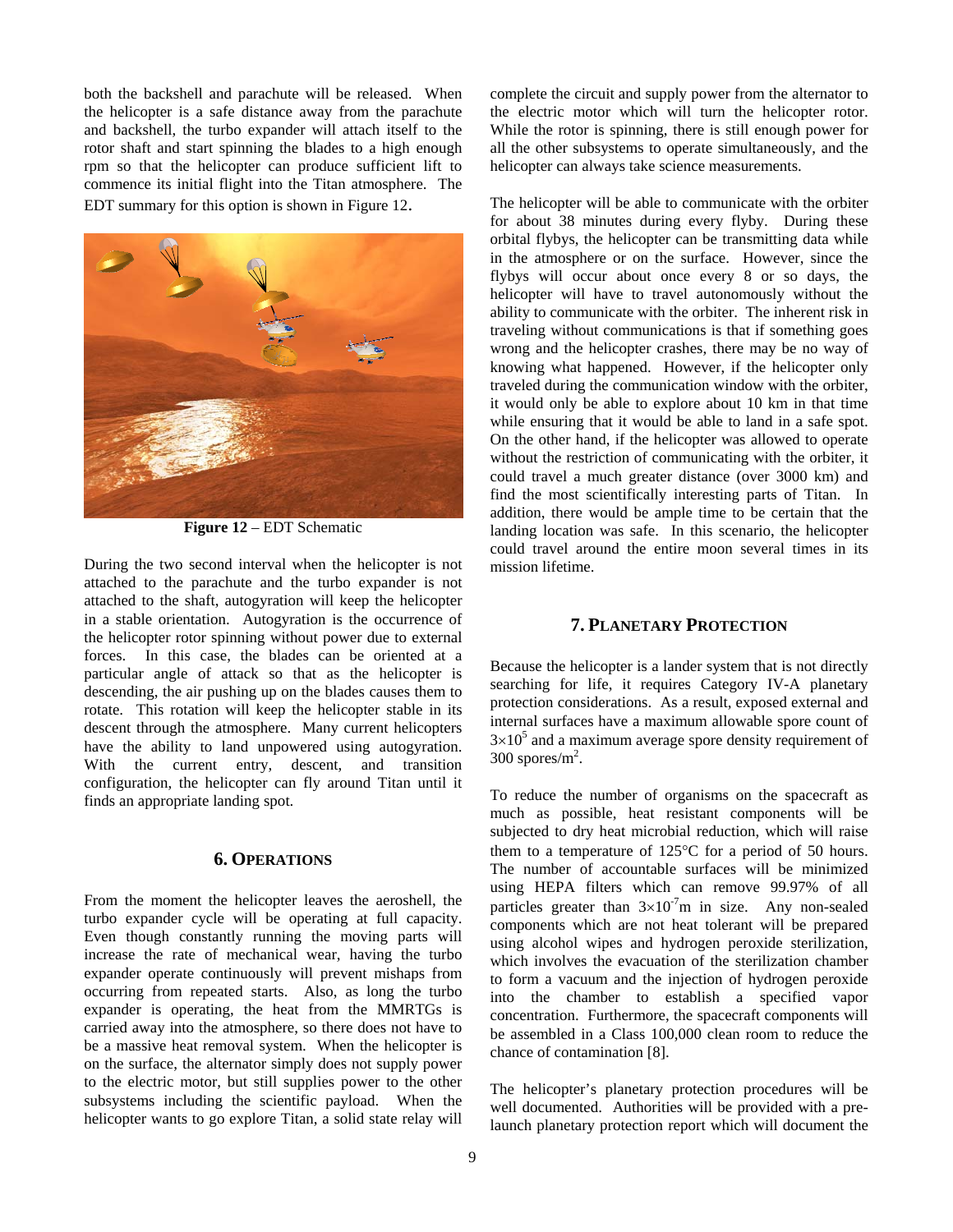both the backshell and parachute will be released. When the helicopter is a safe distance away from the parachute and backshell, the turbo expander will attach itself to the rotor shaft and start spinning the blades to a high enough rpm so that the helicopter can produce sufficient lift to commence its initial flight into the Titan atmosphere. The EDT summary for this option is shown in Figure 12.

**Figure 12** – EDT Schematic

During the two second interval when the helicopter is not attached to the parachute and the turbo expander is not attached to the shaft, autogyration will keep the helicopter in a stable orientation. Autogyration is the occurrence of the helicopter rotor spinning without power due to external forces. In this case, the blades can be oriented at a particular angle of attack so that as the helicopter is descending, the air pushing up on the blades causes them to rotate. This rotation will keep the helicopter stable in its descent through the atmosphere. Many current helicopters have the ability to land unpowered using autogyration. With the current entry, descent, and transition configuration, the helicopter can fly around Titan until it finds an appropriate landing spot.

## 6. OPERATIONS

From the moment the helicopter leaves the aeroshell, the turbo expander cycle will be operating at full capacity. Even though constantly running the moving parts will increase the rate of mechanical wear, having the turbo expander operate continuously will prevent mishaps from occurring from repeated starts. Also, as long the turbo expander is operating, the heat from the MMRTGs is carried away into the atmosphere, so there does not have to be a massive heat removal system. When the helicopter is on the surface, the alternator simply does not supply power to the electric motor, but still supplies power to the other subsystems including the scientific payload. When the helicopter wants to go explore Titan, a solid state relay will complete the circuit and supply power from the alternator to the electric motor which will turn the helicopter rotor. While the rotor is spinning, there is still enough power for all the other subsystems to operate simultaneously, and the helicopter can always take science measurements.

The helicopter will be able to communicate with the orbiter for about 38 minutes during every flyby. During these orbital flybys, the helicopter can be transmitting data while in the atmosphere or on the surface. However, since the flybys will occur about once every 8 or so days, the helicopter will have to travel autonomously without the ability to communicate with the orbiter. The inherent risk in traveling without communications is that if something goes wrong and the helicopter crashes, there may be no way of knowing what happened. However, if the helicopter only traveled during the communication window with the orbiter, it would only be able to explore about 10 km in that time while ensuring that it would be able to land in a safe spot. On the other hand, if the helicopter was allowed to operate without the restriction of communicating with the orbiter, it could travel a much greater distance (over 3000 km) and find the most scientifically interesting parts of Titan. In addition, there would be ample time to be certain that the landing location was safe. In this scenario, the helicopter could travel around the entire moon several times in its mission lifetime.

## 7. PLANETARY PROTECTION

Because the helicopter is a lander system that is not directly searching for life, it requires Category IV-A planetary protection considerations. As a result, exposed external and internal surfaces have a maximum allowable spore count of $3\times10^5$ and a maximum average spore density requirement of 300 spores/$m^2$.

To reduce the number of organisms on the spacecraft as much as possible, heat resistant components will be subjected to dry heat microbial reduction, which will raise them to a temperature of 125°C for a period of 50 hours. The number of accountable surfaces will be minimized using HEPA filters which can remove 99.97% of all particles greater than $3\times10^{-7}$m in size. Any non-sealed components which are not heat tolerant will be prepared using alcohol wipes and hydrogen peroxide sterilization, which involves the evacuation of the sterilization chamber to form a vacuum and the injection of hydrogen peroxide into the chamber to establish a specified vapor concentration. Furthermore, the spacecraft components will be assembled in a Class 100,000 clean room to reduce the chance of contamination [8].

The helicopter's planetary protection procedures will be well documented. Authorities will be provided with a pre-launch planetary protection report which will document the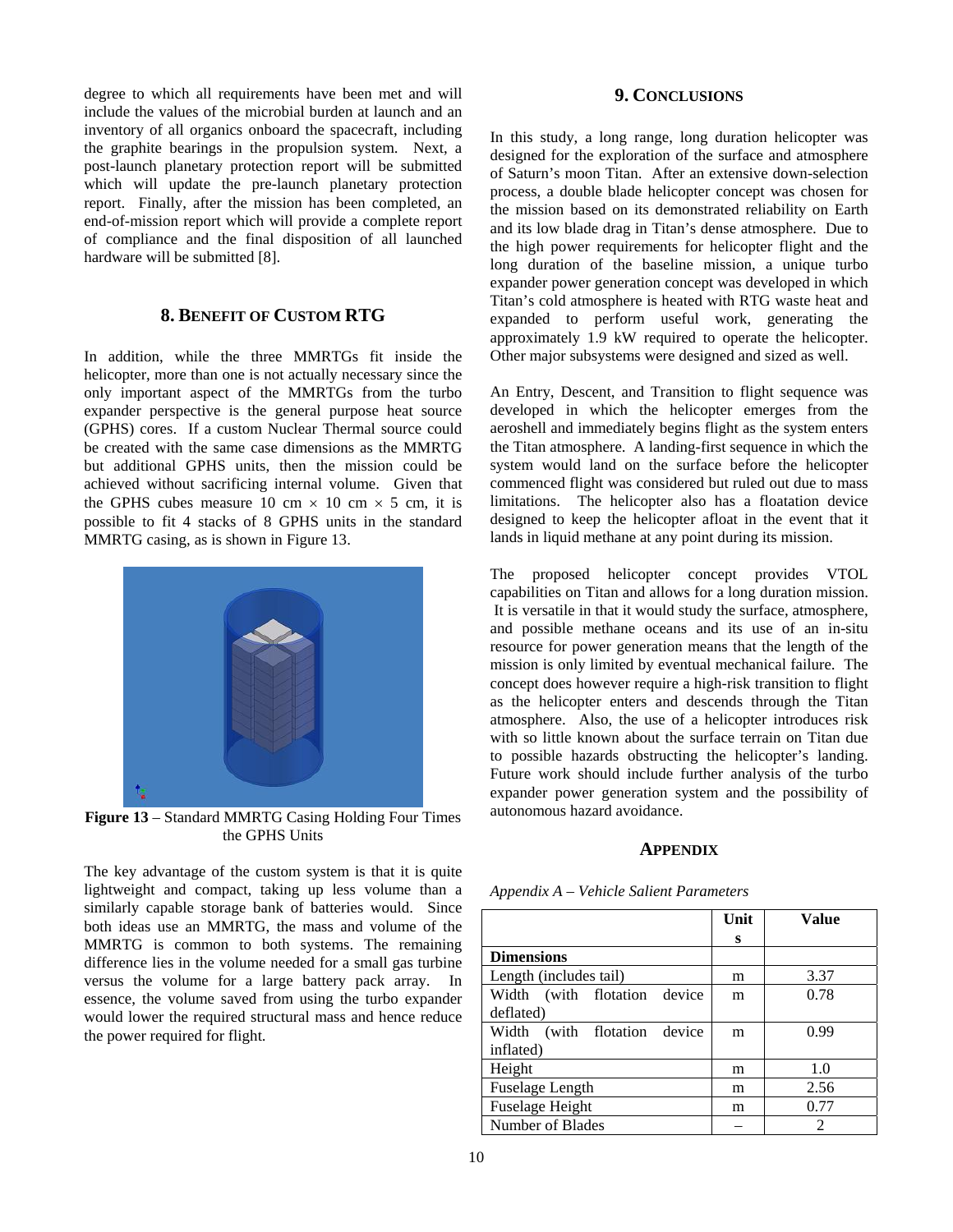degree to which all requirements have been met and will include the values of the microbial burden at launch and an inventory of all organics onboard the spacecraft, including the graphite bearings in the propulsion system. Next, a post-launch planetary protection report will be submitted which will update the pre-launch planetary protection report. Finally, after the mission has been completed, an end-of-mission report which will provide a complete report of compliance and the final disposition of all launched hardware will be submitted [8].

## 8. Benefit of Custom RTG

In addition, while the three MMRTGs fit inside the helicopter, more than one is not actually necessary since the only important aspect of the MMRTGs from the turbo expander perspective is the general purpose heat source (GPHS) cores. If a custom Nuclear Thermal source could be created with the same case dimensions as the MMRTG but additional GPHS units, then the mission could be achieved without sacrificing internal volume. Given that the GPHS cubes measure 10 cm × 10 cm × 5 cm, it is possible to fit 4 stacks of 8 GPHS units in the standard MMRTG casing, as is shown in Figure 13.

**Figure 13** – Standard MMRTG Casing Holding Four Times the GPHS Units

The key advantage of the custom system is that it is quite lightweight and compact, taking up less volume than a similarly capable storage bank of batteries would. Since both ideas use an MMRTG, the mass and volume of the MMRTG is common to both systems. The remaining difference lies in the volume needed for a small gas turbine versus the volume for a large battery pack array. In essence, the volume saved from using the turbo expander would lower the required structural mass and hence reduce the power required for flight.

## 9. Conclusions

In this study, a long range, long duration helicopter was designed for the exploration of the surface and atmosphere of Saturn's moon Titan. After an extensive down-selection process, a double blade helicopter concept was chosen for the mission based on its demonstrated reliability on Earth and its low blade drag in Titan's dense atmosphere. Due to the high power requirements for helicopter flight and the long duration of the baseline mission, a unique turbo expander power generation concept was developed in which Titan's cold atmosphere is heated with RTG waste heat and expanded to perform useful work, generating the approximately 1.9 kW required to operate the helicopter. Other major subsystems were designed and sized as well.

An Entry, Descent, and Transition to flight sequence was developed in which the helicopter emerges from the aeroshell and immediately begins flight as the system enters the Titan atmosphere. A landing-first sequence in which the system would land on the surface before the helicopter commenced flight was considered but ruled out due to mass limitations. The helicopter also has a floatation device designed to keep the helicopter afloat in the event that it lands in liquid methane at any point during its mission.

The proposed helicopter concept provides VTOL capabilities on Titan and allows for a long duration mission. It is versatile in that it would study the surface, atmosphere, and possible methane oceans and its use of an in-situ resource for power generation means that the length of the mission is only limited by eventual mechanical failure. The concept does however require a high-risk transition to flight as the helicopter enters and descends through the Titan atmosphere. Also, the use of a helicopter introduces risk with so little known about the surface terrain on Titan due to possible hazards obstructing the helicopter's landing. Future work should include further analysis of the turbo expander power generation system and the possibility of autonomous hazard avoidance.

## Appendix

*Appendix A – Vehicle Salient Parameters*

| | Units | Value |
|---|---|---|
| **Dimensions** | | |
| Length (includes tail) | m | 3.37 |
| Width (with flotation device deflated) | m | 0.78 |
| Width (with flotation device inflated) | m | 0.99 |
| Height | m | 1.0 |
| Fuselage Length | m | 2.56 |
| Fuselage Height | m | 0.77 |
| Number of Blades | – | 2 |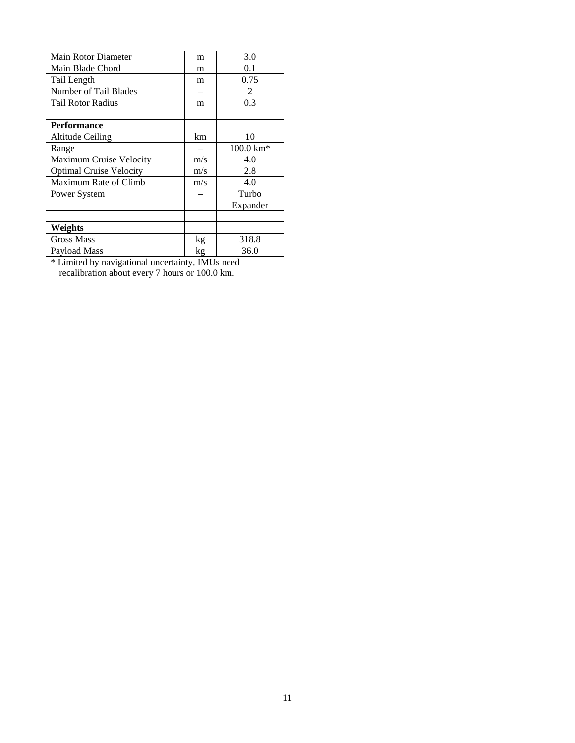| Main Rotor Diameter | m | 3.0 |
|---|---|---|
| Main Blade Chord | m | 0.1 |
| Tail Length | m | 0.75 |
| Number of Tail Blades | – | 2 |
| Tail Rotor Radius | m | 0.3 |
| | | |
| **Performance** | | |
| Altitude Ceiling | km | 10 |
| Range | – | 100.0 km* |
| Maximum Cruise Velocity | m/s | 4.0 |
| Optimal Cruise Velocity | m/s | 2.8 |
| Maximum Rate of Climb | m/s | 4.0 |
| Power System | – | Turbo Expander |
| | | |
| **Weights** | | |
| Gross Mass | kg | 318.8 |
| Payload Mass | kg | 36.0 |

* Limited by navigational uncertainty, IMUs need recalibration about every 7 hours or 100.0 km.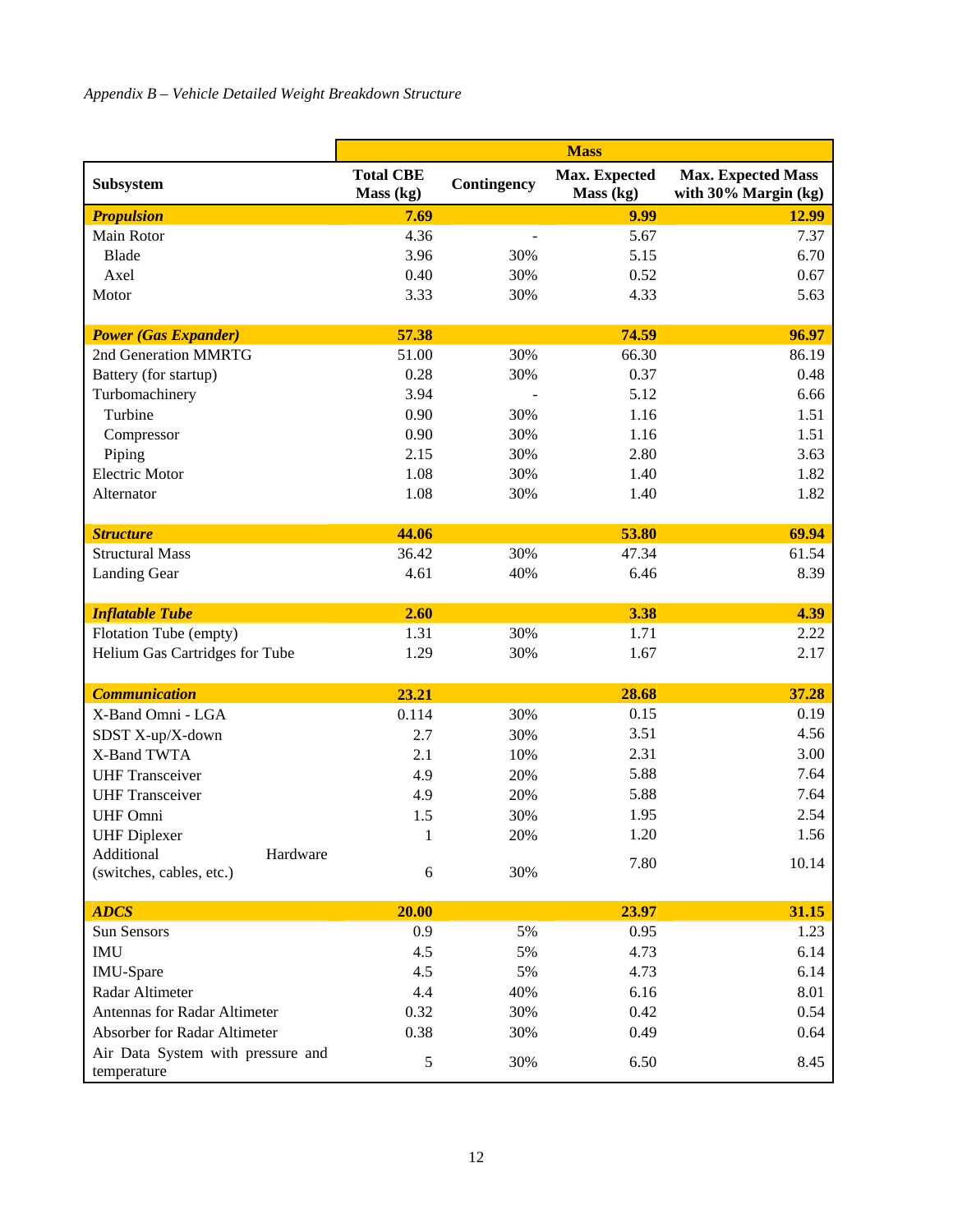*Appendix B – Vehicle Detailed Weight Breakdown Structure*

| | Mass | | | |
|---|---|---|---|---|
| **Subsystem** | **Total CBE Mass (kg)** | **Contingency** | **Max. Expected Mass (kg)** | **Max. Expected Mass with 30% Margin (kg)** |
| ***Propulsion*** | **7.69** | | **9.99** | **12.99** |
| Main Rotor | 4.36 | - | 5.67 | 7.37 |
| Blade | 3.96 | 30% | 5.15 | 6.70 |
| Axel | 0.40 | 30% | 0.52 | 0.67 |
| Motor | 3.33 | 30% | 4.33 | 5.63 |
| ***Power (Gas Expander)*** | **57.38** | | **74.59** | **96.97** |
| 2nd Generation MMRTG | 51.00 | 30% | 66.30 | 86.19 |
| Battery (for startup) | 0.28 | 30% | 0.37 | 0.48 |
| Turbomachinery | 3.94 | - | 5.12 | 6.66 |
| Turbine | 0.90 | 30% | 1.16 | 1.51 |
| Compressor | 0.90 | 30% | 1.16 | 1.51 |
| Piping | 2.15 | 30% | 2.80 | 3.63 |
| Electric Motor | 1.08 | 30% | 1.40 | 1.82 |
| Alternator | 1.08 | 30% | 1.40 | 1.82 |
| ***Structure*** | **44.06** | | **53.80** | **69.94** |
| Structural Mass | 36.42 | 30% | 47.34 | 61.54 |
| Landing Gear | 4.61 | 40% | 6.46 | 8.39 |
| ***Inflatable Tube*** | **2.60** | | **3.38** | **4.39** |
| Flotation Tube (empty) | 1.31 | 30% | 1.71 | 2.22 |
| Helium Gas Cartridges for Tube | 1.29 | 30% | 1.67 | 2.17 |
| ***Communication*** | **23.21** | | **28.68** | **37.28** |
| X-Band Omni - LGA | 0.114 | 30% | 0.15 | 0.19 |
| SDST X-up/X-down | 2.7 | 30% | 3.51 | 4.56 |
| X-Band TWTA | 2.1 | 10% | 2.31 | 3.00 |
| UHF Transceiver | 4.9 | 20% | 5.88 | 7.64 |
| UHF Transceiver | 4.9 | 20% | 5.88 | 7.64 |
| UHF Omni | 1.5 | 30% | 1.95 | 2.54 |
| UHF Diplexer | 1 | 20% | 1.20 | 1.56 |
| Additional Hardware (switches, cables, etc.) | 6 | 30% | 7.80 | 10.14 |
| ***ADCS*** | **20.00** | | **23.97** | **31.15** |
| Sun Sensors | 0.9 | 5% | 0.95 | 1.23 |
| IMU | 4.5 | 5% | 4.73 | 6.14 |
| IMU-Spare | 4.5 | 5% | 4.73 | 6.14 |
| Radar Altimeter | 4.4 | 40% | 6.16 | 8.01 |
| Antennas for Radar Altimeter | 0.32 | 30% | 0.42 | 0.54 |
| Absorber for Radar Altimeter | 0.38 | 30% | 0.49 | 0.64 |
| Air Data System with pressure and temperature | 5 | 30% | 6.50 | 8.45 |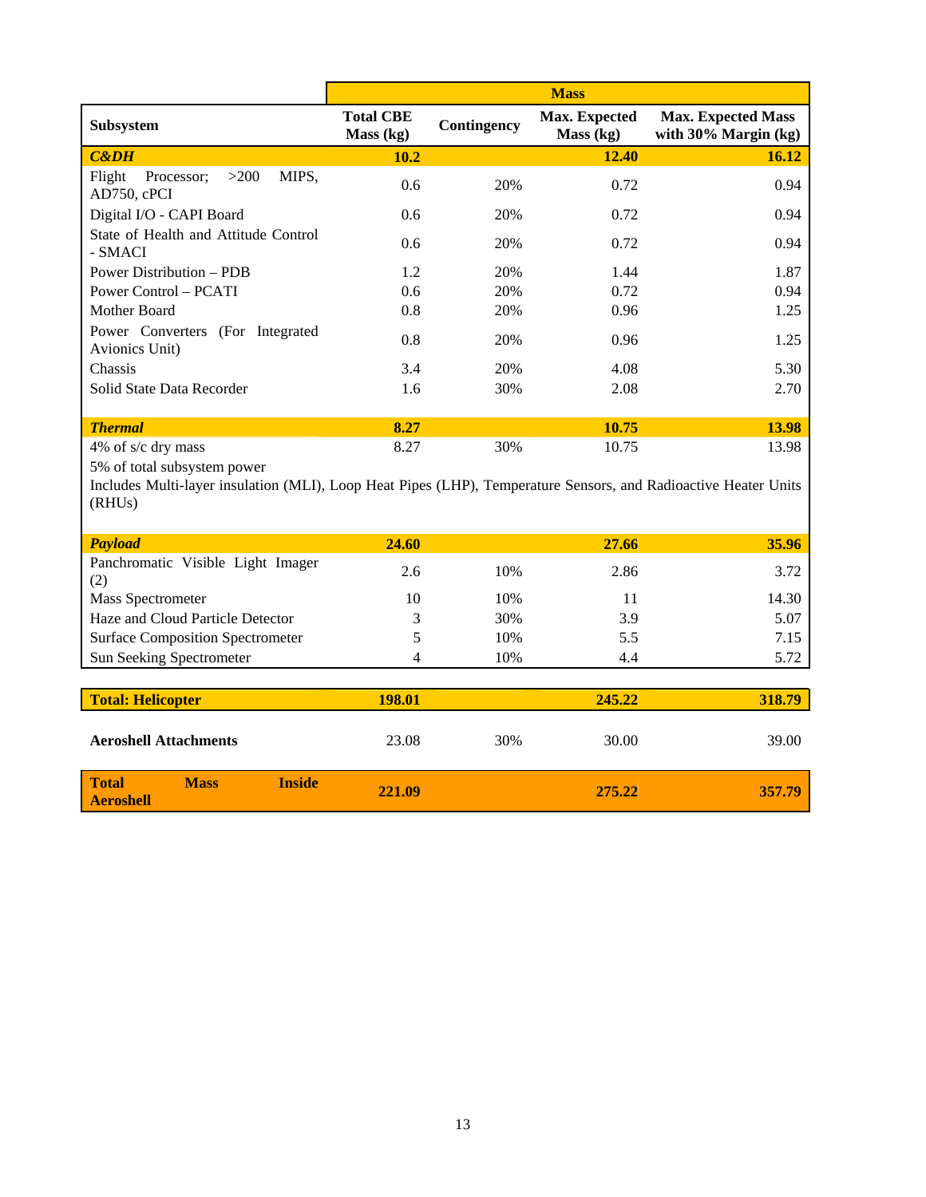| | Mass | | | |
|---|---|---|---|---|
| **Subsystem** | **Total CBE Mass (kg)** | **Contingency** | **Max. Expected Mass (kg)** | **Max. Expected Mass with 30% Margin (kg)** |
| ***C&DH*** | **10.2** | | **12.40** | **16.12** |
| Flight Processor; >200 MIPS, AD750, cPCI | 0.6 | 20% | 0.72 | 0.94 |
| Digital I/O - CAPI Board | 0.6 | 20% | 0.72 | 0.94 |
| State of Health and Attitude Control - SMACI | 0.6 | 20% | 0.72 | 0.94 |
| Power Distribution – PDB | 1.2 | 20% | 1.44 | 1.87 |
| Power Control – PCATI | 0.6 | 20% | 0.72 | 0.94 |
| Mother Board | 0.8 | 20% | 0.96 | 1.25 |
| Power Converters (For Integrated Avionics Unit) | 0.8 | 20% | 0.96 | 1.25 |
| Chassis | 3.4 | 20% | 4.08 | 5.30 |
| Solid State Data Recorder | 1.6 | 30% | 2.08 | 2.70 |
| ***Thermal*** | **8.27** | | **10.75** | **13.98** |
| 4% of s/c dry mass | 8.27 | 30% | 10.75 | 13.98 |
| 5% of total subsystem power | | | | |
| Includes Multi-layer insulation (MLI), Loop Heat Pipes (LHP), Temperature Sensors, and Radioactive Heater Units (RHUs) | | | | |
| ***Payload*** | **24.60** | | **27.66** | **35.96** |
| Panchromatic Visible Light Imager (2) | 2.6 | 10% | 2.86 | 3.72 |
| Mass Spectrometer | 10 | 10% | 11 | 14.30 |
| Haze and Cloud Particle Detector | 3 | 30% | 3.9 | 5.07 |
| Surface Composition Spectrometer | 5 | 10% | 5.5 | 7.15 |
| Sun Seeking Spectrometer | 4 | 10% | 4.4 | 5.72 |
| **Total: Helicopter** | **198.01** | | **245.22** | **318.79** |
| **Aeroshell Attachments** | 23.08 | 30% | 30.00 | 39.00 |
| **Total Mass Inside Aeroshell** | **221.09** | | **275.22** | **357.79** |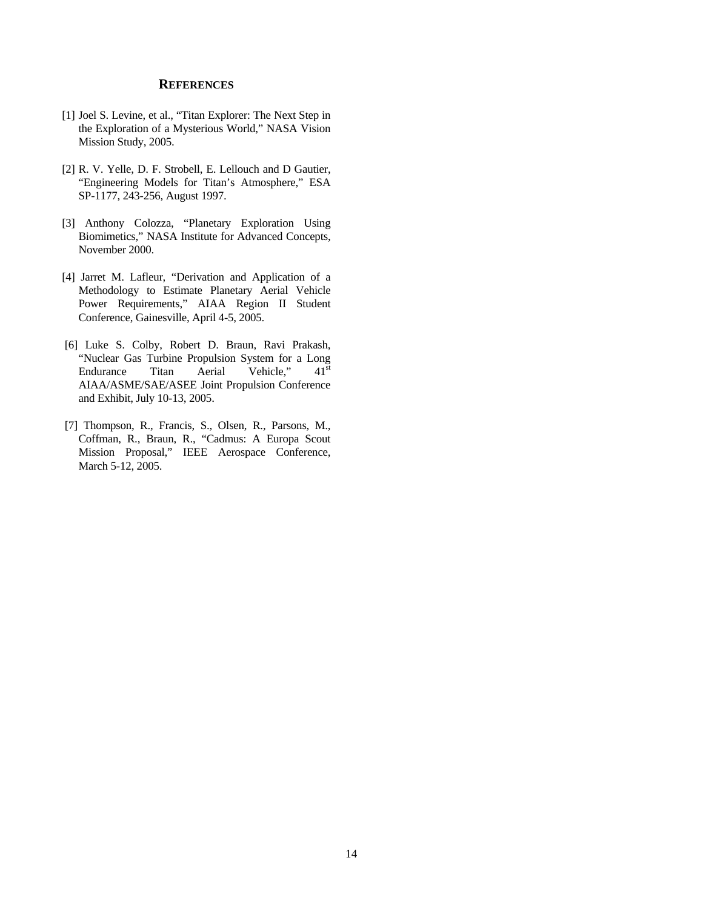## REFERENCES

[1] Joel S. Levine, et al., “Titan Explorer: The Next Step in the Exploration of a Mysterious World,” NASA Vision Mission Study, 2005.

[2] R. V. Yelle, D. F. Strobell, E. Lellouch and D Gautier, “Engineering Models for Titan’s Atmosphere,” ESA SP-1177, 243-256, August 1997.

[3] Anthony Colozza, “Planetary Exploration Using Biomimetics,” NASA Institute for Advanced Concepts, November 2000.

[4] Jarret M. Lafleur, “Derivation and Application of a Methodology to Estimate Planetary Aerial Vehicle Power Requirements,” AIAA Region II Student Conference, Gainesville, April 4-5, 2005.

[6] Luke S. Colby, Robert D. Braun, Ravi Prakash, “Nuclear Gas Turbine Propulsion System for a Long Endurance Titan Aerial Vehicle,” 41st AIAA/ASME/SAE/ASEE Joint Propulsion Conference and Exhibit, July 10-13, 2005.

[7] Thompson, R., Francis, S., Olsen, R., Parsons, M., Coffman, R., Braun, R., “Cadmus: A Europa Scout Mission Proposal,” IEEE Aerospace Conference, March 5-12, 2005.